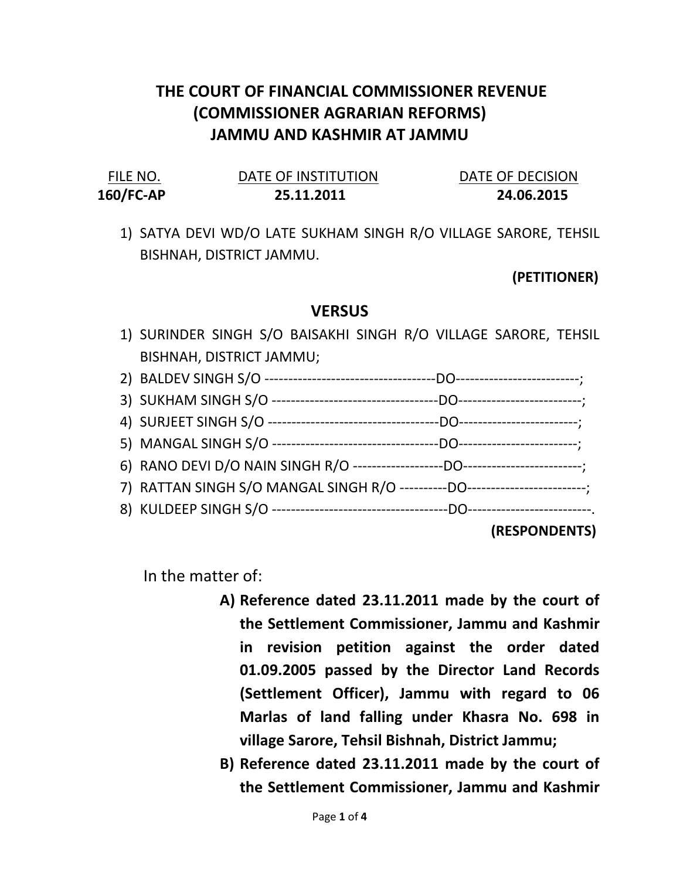# THE COURT OF FINANCIAL COMMISSIONER REVENUE (COMMISSIONER AGRARIAN REFORMS) JAMMU AND KASHMIR AT JAMMU

| FILE NO. | DATE OF INSTITUTION | DATE OF DECISION |
|---|---|---|
| **160/FC-AP** | **25.11.2011** | **24.06.2015** |

1) SATYA DEVI WD/O LATE SUKHAM SINGH R/O VILLAGE SARORE, TEHSIL BISHNAH, DISTRICT JAMMU.

**(PETITIONER)**

**VERSUS**

1) SURINDER SINGH S/O BAISAKHI SINGH R/O VILLAGE SARORE, TEHSIL BISHNAH, DISTRICT JAMMU;
2) BALDEV SINGH S/O ------------------------------------DO-------------------------;
3) SUKHAM SINGH S/O ----------------------------------DO-------------------------;
4) SURJEET SINGH S/O -----------------------------------DO------------------------;
5) MANGAL SINGH S/O ----------------------------------DO------------------------;
6) RANO DEVI D/O NAIN SINGH R/O -------------------DO------------------------;
7) RATTAN SINGH S/O MANGAL SINGH R/O ----------DO------------------------;
8) KULDEEP SINGH S/O ------------------------------------DO-------------------------.

**(RESPONDENTS)**

In the matter of:

**A) Reference dated 23.11.2011 made by the court of the Settlement Commissioner, Jammu and Kashmir in revision petition against the order dated 01.09.2005 passed by the Director Land Records (Settlement Officer), Jammu with regard to 06 Marlas of land falling under Khasra No. 698 in village Sarore, Tehsil Bishnah, District Jammu;**

**B) Reference dated 23.11.2011 made by the court of the Settlement Commissioner, Jammu and Kashmir**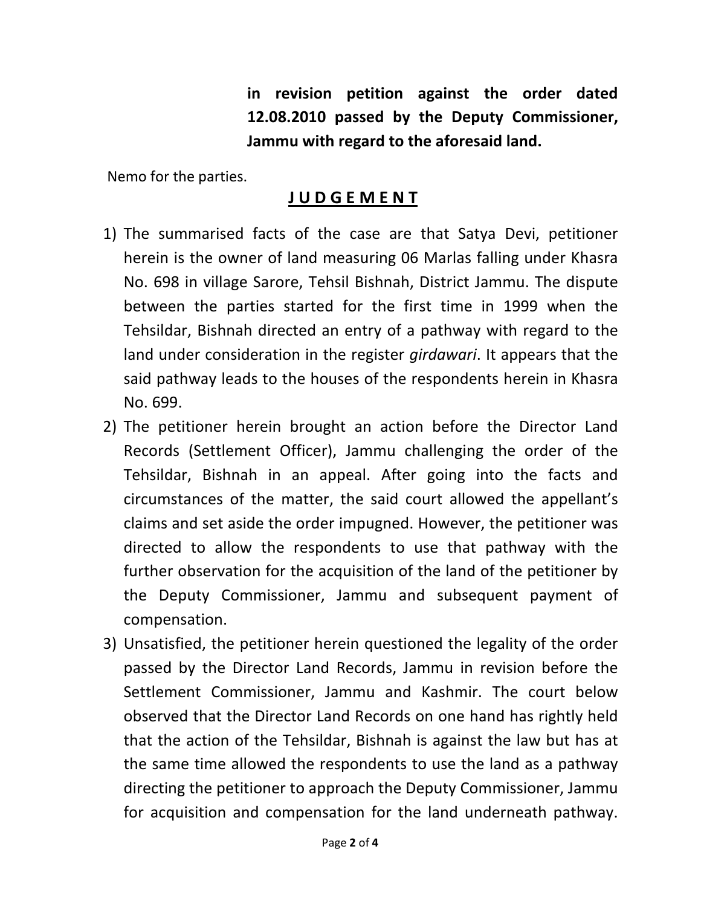**in revision petition against the order dated 12.08.2010 passed by the Deputy Commissioner, Jammu with regard to the aforesaid land.**

Nemo for the parties.

## J U D G E M E N T

1) The summarised facts of the case are that Satya Devi, petitioner herein is the owner of land measuring 06 Marlas falling under Khasra No. 698 in village Sarore, Tehsil Bishnah, District Jammu. The dispute between the parties started for the first time in 1999 when the Tehsildar, Bishnah directed an entry of a pathway with regard to the land under consideration in the register *girdawari*. It appears that the said pathway leads to the houses of the respondents herein in Khasra No. 699.
2) The petitioner herein brought an action before the Director Land Records (Settlement Officer), Jammu challenging the order of the Tehsildar, Bishnah in an appeal. After going into the facts and circumstances of the matter, the said court allowed the appellant's claims and set aside the order impugned. However, the petitioner was directed to allow the respondents to use that pathway with the further observation for the acquisition of the land of the petitioner by the Deputy Commissioner, Jammu and subsequent payment of compensation.
3) Unsatisfied, the petitioner herein questioned the legality of the order passed by the Director Land Records, Jammu in revision before the Settlement Commissioner, Jammu and Kashmir. The court below observed that the Director Land Records on one hand has rightly held that the action of the Tehsildar, Bishnah is against the law but has at the same time allowed the respondents to use the land as a pathway directing the petitioner to approach the Deputy Commissioner, Jammu for acquisition and compensation for the land underneath pathway.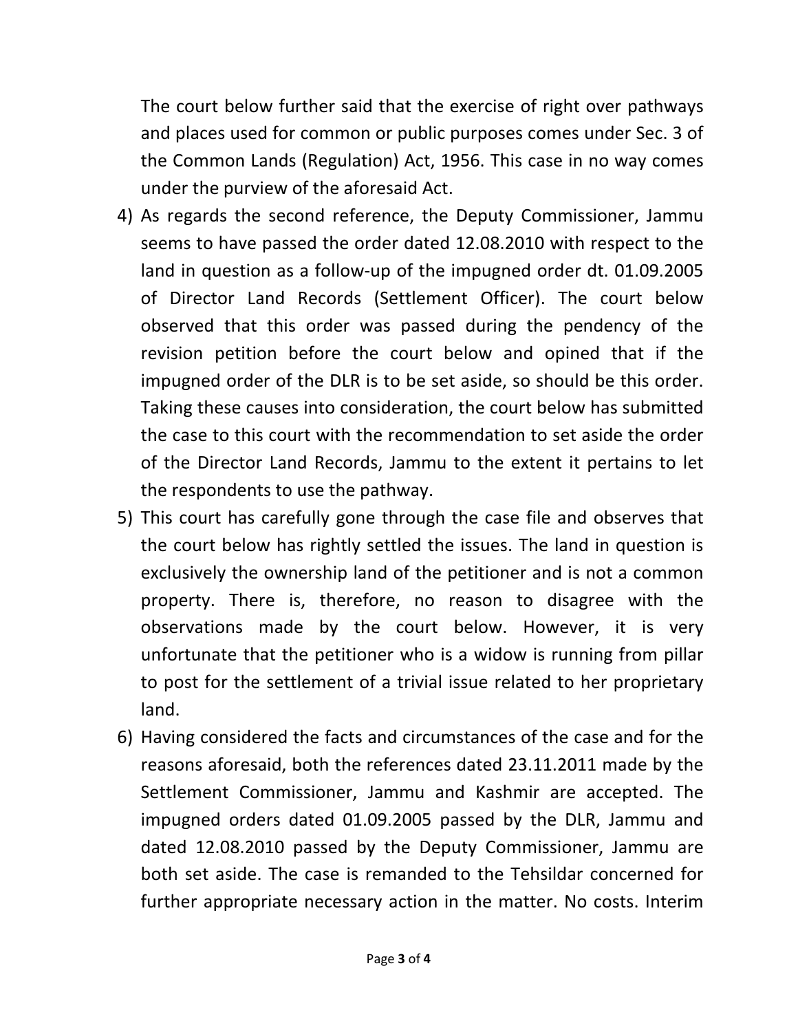The court below further said that the exercise of right over pathways and places used for common or public purposes comes under Sec. 3 of the Common Lands (Regulation) Act, 1956. This case in no way comes under the purview of the aforesaid Act.

4) As regards the second reference, the Deputy Commissioner, Jammu seems to have passed the order dated 12.08.2010 with respect to the land in question as a follow-up of the impugned order dt. 01.09.2005 of Director Land Records (Settlement Officer). The court below observed that this order was passed during the pendency of the revision petition before the court below and opined that if the impugned order of the DLR is to be set aside, so should be this order. Taking these causes into consideration, the court below has submitted the case to this court with the recommendation to set aside the order of the Director Land Records, Jammu to the extent it pertains to let the respondents to use the pathway.
5) This court has carefully gone through the case file and observes that the court below has rightly settled the issues. The land in question is exclusively the ownership land of the petitioner and is not a common property. There is, therefore, no reason to disagree with the observations made by the court below. However, it is very unfortunate that the petitioner who is a widow is running from pillar to post for the settlement of a trivial issue related to her proprietary land.
6) Having considered the facts and circumstances of the case and for the reasons aforesaid, both the references dated 23.11.2011 made by the Settlement Commissioner, Jammu and Kashmir are accepted. The impugned orders dated 01.09.2005 passed by the DLR, Jammu and dated 12.08.2010 passed by the Deputy Commissioner, Jammu are both set aside. The case is remanded to the Tehsildar concerned for further appropriate necessary action in the matter. No costs. Interim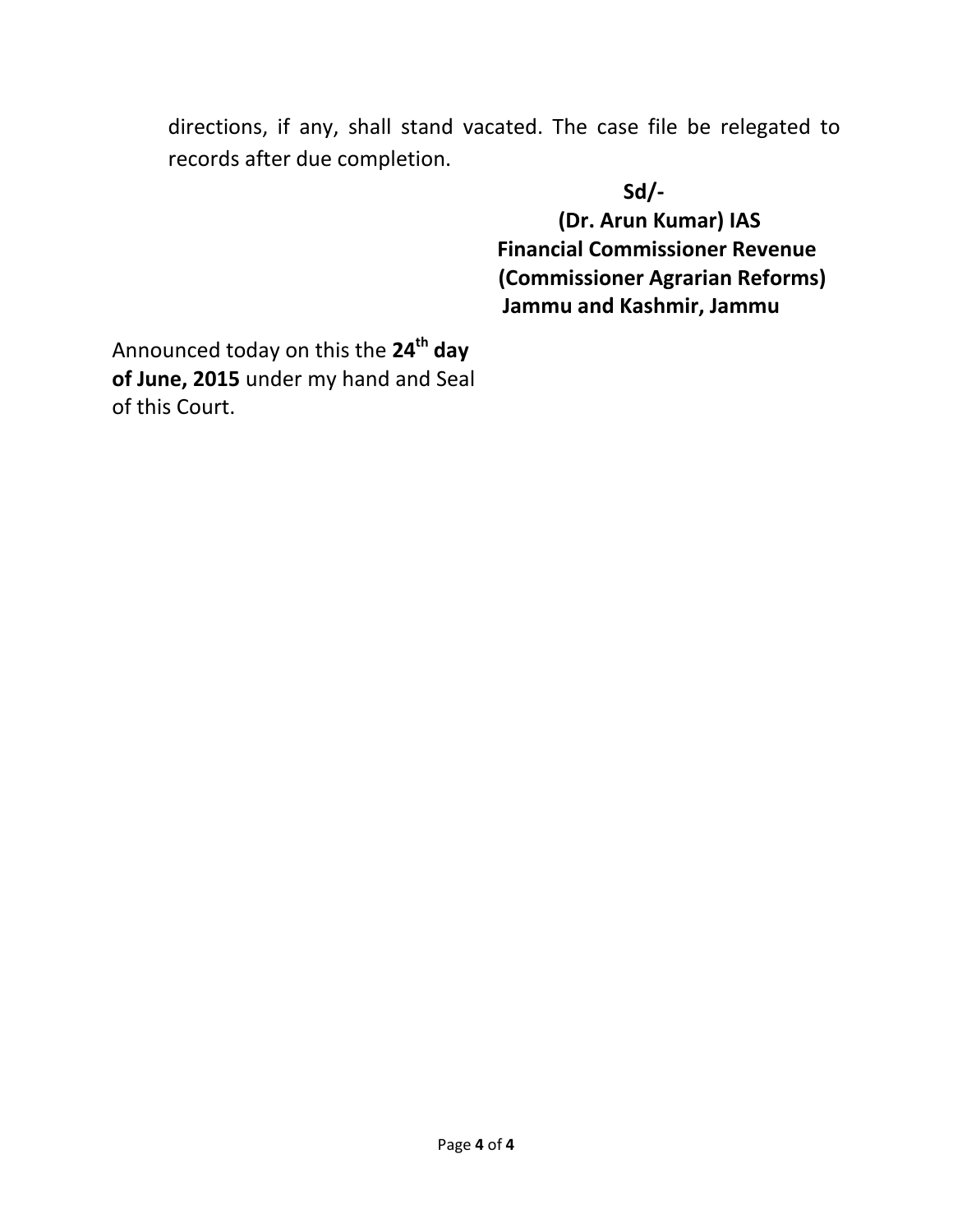directions, if any, shall stand vacated. The case file be relegated to records after due completion.

**Sd/-**
**(Dr. Arun Kumar) IAS**
**Financial Commissioner Revenue**
**(Commissioner Agrarian Reforms)**
**Jammu and Kashmir, Jammu**

Announced today on this the **24th day of June, 2015** under my hand and Seal of this Court.